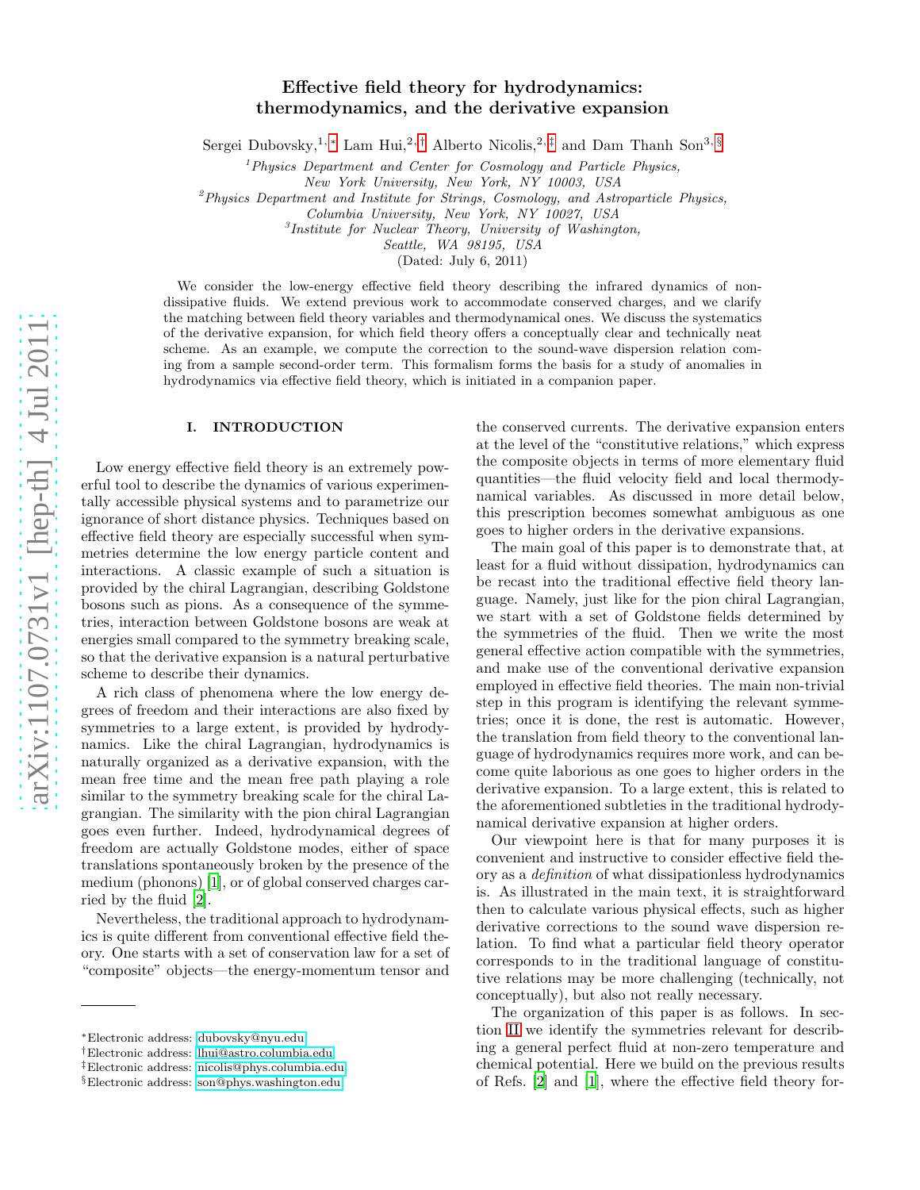# Effective field theory for hydrodynamics: thermodynamics, and the derivative expansion

Sergei Dubovsky,[1,*] Lam Hui,[2,†] Alberto Nicolis,[2,‡] and Dam Thanh Son[3,§]

[1]*Physics Department and Center for Cosmology and Particle Physics, New York University, New York, NY 10003, USA*

[2]*Physics Department and Institute for Strings, Cosmology, and Astroparticle Physics, Columbia University, New York, NY 10027, USA*

[3]*Institute for Nuclear Theory, University of Washington, Seattle, WA 98195, USA*

(Dated: July 6, 2011)

We consider the low-energy effective field theory describing the infrared dynamics of non-dissipative fluids. We extend previous work to accommodate conserved charges, and we clarify the matching between field theory variables and thermodynamical ones. We discuss the systematics of the derivative expansion, for which field theory offers a conceptually clear and technically neat scheme. As an example, we compute the correction to the sound-wave dispersion relation coming from a sample second-order term. This formalism forms the basis for a study of anomalies in hydrodynamics via effective field theory, which is initiated in a companion paper.

## I. INTRODUCTION

Low energy effective field theory is an extremely powerful tool to describe the dynamics of various experimentally accessible physical systems and to parametrize our ignorance of short distance physics. Techniques based on effective field theory are especially successful when symmetries determine the low energy particle content and interactions. A classic example of such a situation is provided by the chiral Lagrangian, describing Goldstone bosons such as pions. As a consequence of the symmetries, interaction between Goldstone bosons are weak at energies small compared to the symmetry breaking scale, so that the derivative expansion is a natural perturbative scheme to describe their dynamics.

A rich class of phenomena where the low energy degrees of freedom and their interactions are also fixed by symmetries to a large extent, is provided by hydrodynamics. Like the chiral Lagrangian, hydrodynamics is naturally organized as a derivative expansion, with the mean free time and the mean free path playing a role similar to the symmetry breaking scale for the chiral Lagrangian. The similarity with the pion chiral Lagrangian goes even further. Indeed, hydrodynamical degrees of freedom are actually Goldstone modes, either of space translations spontaneously broken by the presence of the medium (phonons) [1], or of global conserved charges carried by the fluid [2].

Nevertheless, the traditional approach to hydrodynamics is quite different from conventional effective field theory. One starts with a set of conservation law for a set of "composite" objects—the energy-momentum tensor and the conserved currents. The derivative expansion enters at the level of the "constitutive relations," which express the composite objects in terms of more elementary fluid quantities—the fluid velocity field and local thermodynamical variables. As discussed in more detail below, this prescription becomes somewhat ambiguous as one goes to higher orders in the derivative expansions.

The main goal of this paper is to demonstrate that, at least for a fluid without dissipation, hydrodynamics can be recast into the traditional effective field theory language. Namely, just like for the pion chiral Lagrangian, we start with a set of Goldstone fields determined by the symmetries of the fluid. Then we write the most general effective action compatible with the symmetries, and make use of the conventional derivative expansion employed in effective field theories. The main non-trivial step in this program is identifying the relevant symmetries; once it is done, the rest is automatic. However, the translation from field theory to the conventional language of hydrodynamics requires more work, and can become quite laborious as one goes to higher orders in the derivative expansion. To a large extent, this is related to the aforementioned subtleties in the traditional hydrodynamical derivative expansion at higher orders.

Our viewpoint here is that for many purposes it is convenient and instructive to consider effective field theory as a *definition* of what dissipationless hydrodynamics is. As illustrated in the main text, it is straightforward then to calculate various physical effects, such as higher derivative corrections to the sound wave dispersion relation. To find what a particular field theory operator corresponds to in the traditional language of constitutive relations may be more challenging (technically, not conceptually), but also not really necessary.

The organization of this paper is as follows. In section II we identify the symmetries relevant for describing a general perfect fluid at non-zero temperature and chemical potential. Here we build on the previous results of Refs. [2] and [1], where the effective field theory for-

---

*Electronic address: dubovsky@nyu.edu
†Electronic address: lhui@astro.columbia.edu
‡Electronic address: nicolis@phys.columbia.edu
§Electronic address: son@phys.washington.edu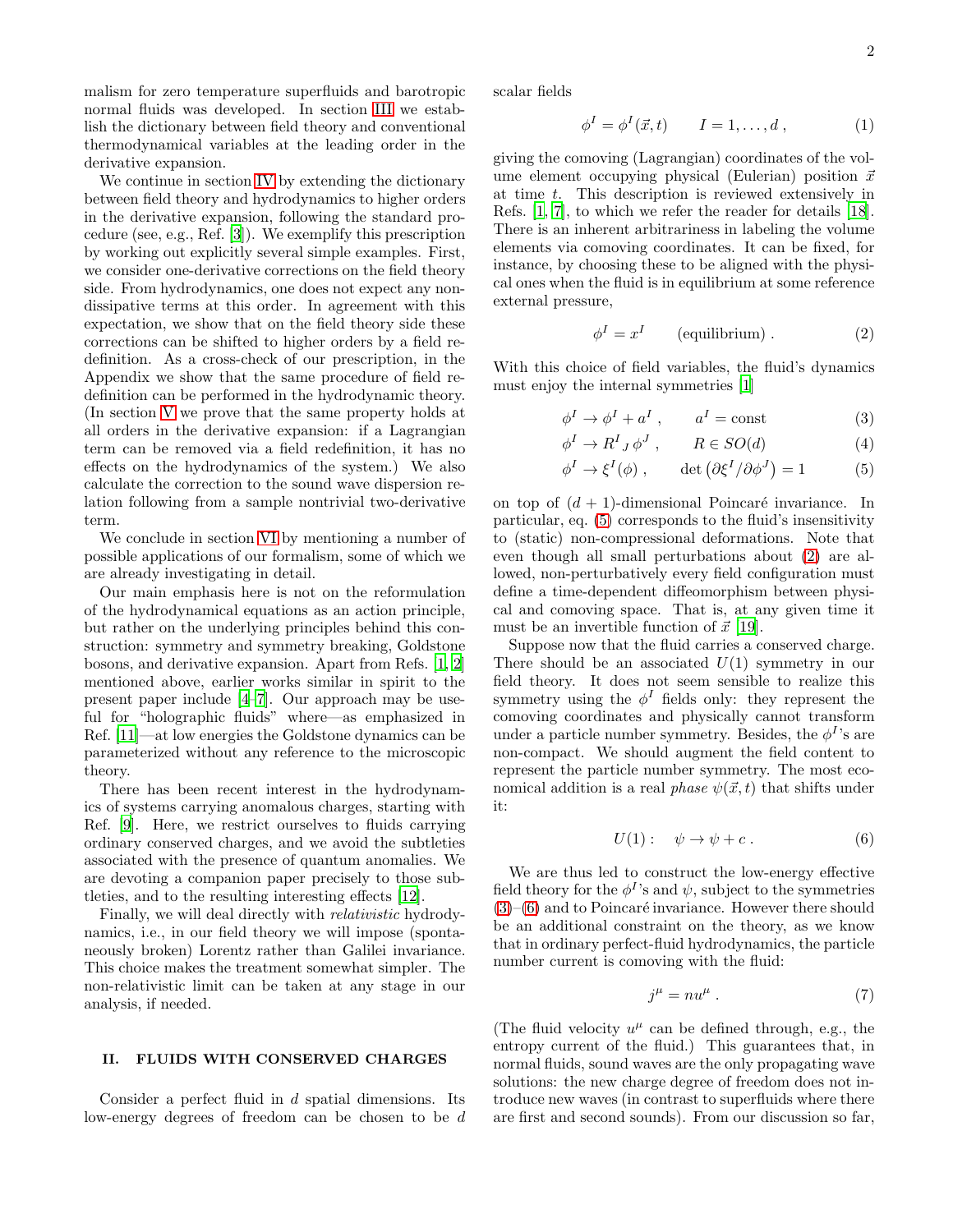malism for zero temperature superfluids and barotropic normal fluids was developed. In section III we establish the dictionary between field theory and conventional thermodynamical variables at the leading order in the derivative expansion.

We continue in section IV by extending the dictionary between field theory and hydrodynamics to higher orders in the derivative expansion, following the standard procedure (see, e.g., Ref. [3]). We exemplify this prescription by working out explicitly several simple examples. First, we consider one-derivative corrections on the field theory side. From hydrodynamics, one does not expect any non-dissipative terms at this order. In agreement with this expectation, we show that on the field theory side these corrections can be shifted to higher orders by a field redefinition. As a cross-check of our prescription, in the Appendix we show that the same procedure of field redefinition can be performed in the hydrodynamic theory. (In section V we prove that the same property holds at all orders in the derivative expansion: if a Lagrangian term can be removed via a field redefinition, it has no effects on the hydrodynamics of the system.) We also calculate the correction to the sound wave dispersion relation following from a sample nontrivial two-derivative term.

We conclude in section VI by mentioning a number of possible applications of our formalism, some of which we are already investigating in detail.

Our main emphasis here is not on the reformulation of the hydrodynamical equations as an action principle, but rather on the underlying principles behind this construction: symmetry and symmetry breaking, Goldstone bosons, and derivative expansion. Apart from Refs. [1, 2] mentioned above, earlier works similar in spirit to the present paper include [4–7]. Our approach may be useful for "holographic fluids" where—as emphasized in Ref. [11]—at low energies the Goldstone dynamics can be parameterized without any reference to the microscopic theory.

There has been recent interest in the hydrodynamics of systems carrying anomalous charges, starting with Ref. [9]. Here, we restrict ourselves to fluids carrying ordinary conserved charges, and we avoid the subtleties associated with the presence of quantum anomalies. We are devoting a companion paper precisely to those subtleties, and to the resulting interesting effects [12].

Finally, we will deal directly with *relativistic* hydrodynamics, i.e., in our field theory we will impose (spontaneously broken) Lorentz rather than Galilei invariance. This choice makes the treatment somewhat simpler. The non-relativistic limit can be taken at any stage in our analysis, if needed.

## II. FLUIDS WITH CONSERVED CHARGES

Consider a perfect fluid in $d$ spatial dimensions. Its low-energy degrees of freedom can be chosen to be $d$ scalar fields

$$\phi^I = \phi^I(\vec{x}, t) \qquad I = 1, \ldots, d\,, \tag{1}$$

giving the comoving (Lagrangian) coordinates of the volume element occupying physical (Eulerian) position $\vec{x}$ at time $t$. This description is reviewed extensively in Refs. [1, 7], to which we refer the reader for details [18]. There is an inherent arbitrariness in labeling the volume elements via comoving coordinates. It can be fixed, for instance, by choosing these to be aligned with the physical ones when the fluid is in equilibrium at some reference external pressure,

$$\phi^I = x^I \qquad \text{(equilibrium)}\,. \tag{2}$$

With this choice of field variables, the fluid's dynamics must enjoy the internal symmetries [1]

$$\phi^I \to \phi^I + a^I\,, \qquad a^I = \text{const} \tag{3}$$

$$\phi^I \to R^I{}_J\, \phi^J\,, \qquad R \in SO(d) \tag{4}$$

$$\phi^I \to \xi^I(\phi)\,, \qquad \det\left(\partial\xi^I/\partial\phi^J\right) = 1 \tag{5}$$

on top of $(d+1)$-dimensional Poincaré invariance. In particular, eq. (5) corresponds to the fluid's insensitivity to (static) non-compressional deformations. Note that even though all small perturbations about (2) are allowed, non-perturbatively every field configuration must define a time-dependent diffeomorphism between physical and comoving space. That is, at any given time it must be an invertible function of $\vec{x}$ [19].

Suppose now that the fluid carries a conserved charge. There should be an associated $U(1)$ symmetry in our field theory. It does not seem sensible to realize this symmetry using the $\phi^I$ fields only: they represent the comoving coordinates and physically cannot transform under a particle number symmetry. Besides, the $\phi^I$'s are non-compact. We should augment the field content to represent the particle number symmetry. The most economical addition is a real *phase* $\psi(\vec{x}, t)$ that shifts under it:

$$U(1): \quad \psi \to \psi + c\,. \tag{6}$$

We are thus led to construct the low-energy effective field theory for the $\phi^I$'s and $\psi$, subject to the symmetries (3)–(6) and to Poincaré invariance. However there should be an additional constraint on the theory, as we know that in ordinary perfect-fluid hydrodynamics, the particle number current is comoving with the fluid:

$$j^\mu = n u^\mu\,. \tag{7}$$

(The fluid velocity $u^\mu$ can be defined through, e.g., the entropy current of the fluid.) This guarantees that, in normal fluids, sound waves are the only propagating wave solutions: the new charge degree of freedom does not introduce new waves (in contrast to superfluids where there are first and second sounds). From our discussion so far,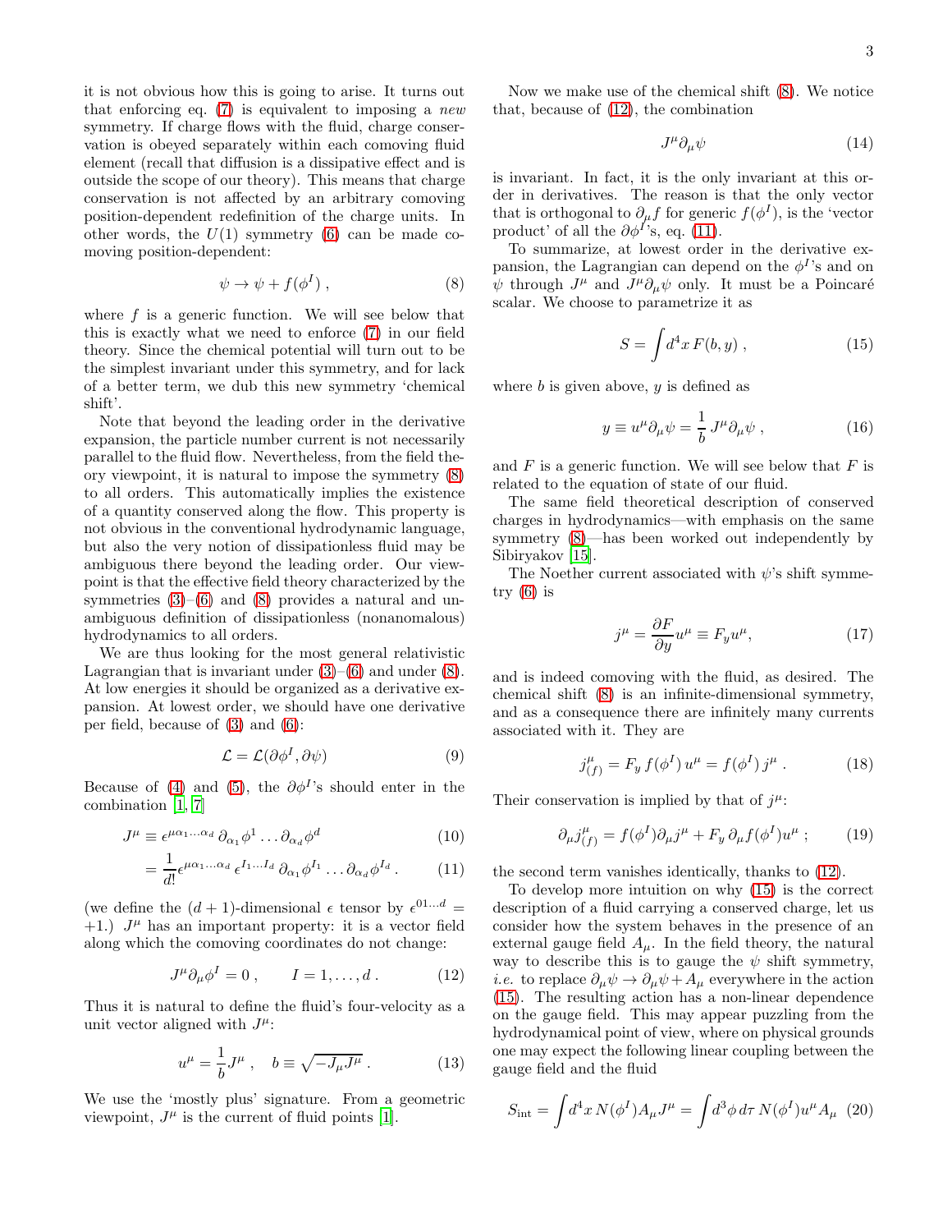it is not obvious how this is going to arise. It turns out that enforcing eq. (7) is equivalent to imposing a *new* symmetry. If charge flows with the fluid, charge conservation is obeyed separately within each comoving fluid element (recall that diffusion is a dissipative effect and is outside the scope of our theory). This means that charge conservation is not affected by an arbitrary comoving position-dependent redefinition of the charge units. In other words, the $U(1)$ symmetry (6) can be made comoving position-dependent:

$$\psi \to \psi + f(\phi^I)\,, \tag{8}$$

where $f$ is a generic function. We will see below that this is exactly what we need to enforce (7) in our field theory. Since the chemical potential will turn out to be the simplest invariant under this symmetry, and for lack of a better term, we dub this new symmetry 'chemical shift'.

Note that beyond the leading order in the derivative expansion, the particle number current is not necessarily parallel to the fluid flow. Nevertheless, from the field theory viewpoint, it is natural to impose the symmetry (8) to all orders. This automatically implies the existence of a quantity conserved along the flow. This property is not obvious in the conventional hydrodynamic language, but also the very notion of dissipationless fluid may be ambiguous there beyond the leading order. Our viewpoint is that the effective field theory characterized by the symmetries (3)–(6) and (8) provides a natural and unambiguous definition of dissipationless (nonanomalous) hydrodynamics to all orders.

We are thus looking for the most general relativistic Lagrangian that is invariant under (3)–(6) and under (8). At low energies it should be organized as a derivative expansion. At lowest order, we should have one derivative per field, because of (3) and (6):

$$\mathcal{L} = \mathcal{L}(\partial\phi^I, \partial\psi) \tag{9}$$

Because of (4) and (5), the $\partial\phi^I$'s should enter in the combination [1, 7]

$$J^\mu \equiv \epsilon^{\mu\alpha_1\ldots\alpha_d}\,\partial_{\alpha_1}\phi^1\ldots\partial_{\alpha_d}\phi^d \tag{10}$$

$$= \frac{1}{d!}\epsilon^{\mu\alpha_1\ldots\alpha_d}\,\epsilon^{I_1\ldots I_d}\,\partial_{\alpha_1}\phi^{I_1}\ldots\partial_{\alpha_d}\phi^{I_d}\,. \tag{11}$$

(we define the $(d+1)$-dimensional $\epsilon$ tensor by $\epsilon^{01\ldots d} = +1$.) $J^\mu$ has an important property: it is a vector field along which the comoving coordinates do not change:

$$J^\mu\partial_\mu\phi^I = 0\,, \qquad I = 1,\ldots,d\,. \tag{12}$$

Thus it is natural to define the fluid's four-velocity as a unit vector aligned with $J^\mu$:

$$u^\mu = \frac{1}{b}J^\mu\,, \quad b \equiv \sqrt{-J_\mu J^\mu}\,. \tag{13}$$

We use the 'mostly plus' signature. From a geometric viewpoint, $J^\mu$ is the current of fluid points [1].

Now we make use of the chemical shift (8). We notice that, because of (12), the combination

$$J^\mu\partial_\mu\psi \tag{14}$$

is invariant. In fact, it is the only invariant at this order in derivatives. The reason is that the only vector that is orthogonal to $\partial_\mu f$ for generic $f(\phi^I)$, is the 'vector product' of all the $\partial\phi^I$'s, eq. (11).

To summarize, at lowest order in the derivative expansion, the Lagrangian can depend on the $\phi^I$'s and on $\psi$ through $J^\mu$ and $J^\mu\partial_\mu\psi$ only. It must be a Poincaré scalar. We choose to parametrize it as

$$S = \int d^4x\, F(b, y)\,, \tag{15}$$

where $b$ is given above, $y$ is defined as

$$y \equiv u^\mu\partial_\mu\psi = \frac{1}{b}\,J^\mu\partial_\mu\psi\,, \tag{16}$$

and $F$ is a generic function. We will see below that $F$ is related to the equation of state of our fluid.

The same field theoretical description of conserved charges in hydrodynamics—with emphasis on the same symmetry (8)—has been worked out independently by Sibiryakov [15].

The Noether current associated with $\psi$'s shift symmetry (6) is

$$j^\mu = \frac{\partial F}{\partial y}u^\mu \equiv F_y u^\mu, \tag{17}$$

and is indeed comoving with the fluid, as desired. The chemical shift (8) is an infinite-dimensional symmetry, and as a consequence there are infinitely many currents associated with it. They are

$$j^\mu_{(f)} = F_y\, f(\phi^I)\, u^\mu = f(\phi^I)\, j^\mu\,. \tag{18}$$

Their conservation is implied by that of $j^\mu$:

$$\partial_\mu j^\mu_{(f)} = f(\phi^I)\partial_\mu j^\mu + F_y\,\partial_\mu f(\phi^I)u^\mu\,; \tag{19}$$

the second term vanishes identically, thanks to (12).

To develop more intuition on why (15) is the correct description of a fluid carrying a conserved charge, let us consider how the system behaves in the presence of an external gauge field $A_\mu$. In the field theory, the natural way to describe this is to gauge the $\psi$ shift symmetry, *i.e.* to replace $\partial_\mu\psi \to \partial_\mu\psi + A_\mu$ everywhere in the action (15). The resulting action has a non-linear dependence on the gauge field. This may appear puzzling from the hydrodynamical point of view, where on physical grounds one may expect the following linear coupling between the gauge field and the fluid

$$S_{\rm int} = \int d^4x\, N(\phi^I)A_\mu J^\mu = \int d^3\phi\, d\tau\, N(\phi^I)u^\mu A_\mu \tag{20}$$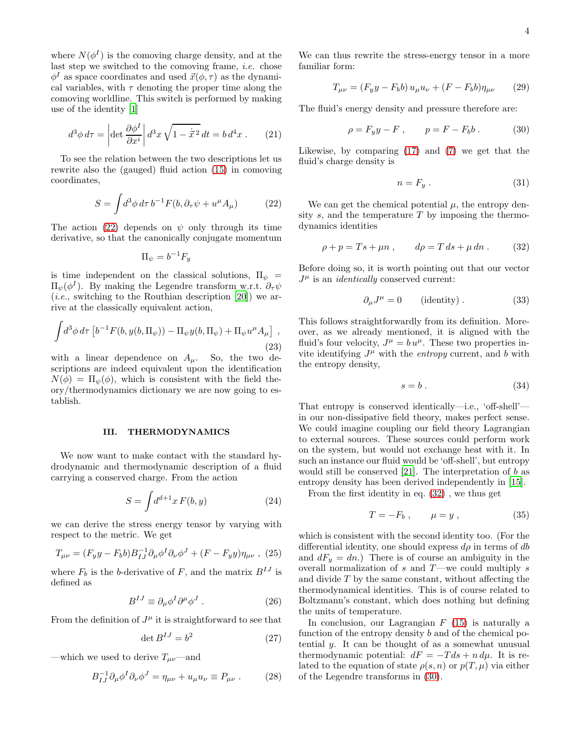where $N(\phi^I)$ is the comoving charge density, and at the last step we switched to the comoving frame, *i.e.* chose $\phi^I$ as space coordinates and used $\vec{x}(\phi, \tau)$ as the dynamical variables, with $\tau$ denoting the proper time along the comoving worldline. This switch is performed by making use of the identity [1]

$$d^3\phi \, d\tau = \left| \det \frac{\partial \phi^I}{\partial x^i} \right| d^3x \sqrt{1 - \dot{\vec{x}}^{\,2}} \, dt = b \, d^4x \, . \tag{21}$$

To see the relation between the two descriptions let us rewrite also the (gauged) fluid action (15) in comoving coordinates,

$$S = \int d^3\phi \, d\tau \, b^{-1} F(b, \partial_\tau \psi + u^\mu A_\mu) \tag{22}$$

The action (22) depends on $\psi$ only through its time derivative, so that the canonically conjugate momentum

$$\Pi_\psi = b^{-1} F_y$$

is time independent on the classical solutions, $\Pi_\psi = \Pi_\psi(\phi^I)$. By making the Legendre transform w.r.t. $\partial_\tau \psi$ (*i.e.*, switching to the Routhian description [20]) we arrive at the classically equivalent action,

$$\int d^3\phi \, d\tau \left[ b^{-1} F(b, y(b, \Pi_\psi)) - \Pi_\psi y(b, \Pi_\psi) + \Pi_\psi u^\mu A_\mu \right] \, , \tag{23}$$

with a linear dependence on $A_\mu$. So, the two descriptions are indeed equivalent upon the identification $N(\phi) = \Pi_\psi(\phi)$, which is consistent with the field theory/thermodynamics dictionary we are now going to establish.

## III. THERMODYNAMICS

We now want to make contact with the standard hydrodynamic and thermodynamic description of a fluid carrying a conserved charge. From the action

$$S = \int d^{d+1}x \, F(b, y) \tag{24}$$

we can derive the stress energy tensor by varying with respect to the metric. We get

$$T_{\mu\nu} = (F_y y - F_b b) B^{-1}_{IJ} \partial_\mu \phi^I \partial_\nu \phi^J + (F - F_y y) \eta_{\mu\nu} \, , \tag{25}$$

where $F_b$ is the $b$-derivative of $F$, and the matrix $B^{IJ}$ is defined as

$$B^{IJ} \equiv \partial_\mu \phi^I \partial^\mu \phi^J \, . \tag{26}$$

From the definition of $J^\mu$ it is straightforward to see that

$$\det B^{IJ} = b^2 \tag{27}$$

—which we used to derive $T_{\mu\nu}$—and

$$B^{-1}_{IJ} \partial_\mu \phi^I \partial_\nu \phi^J = \eta_{\mu\nu} + u_\mu u_\nu \equiv P_{\mu\nu} \, . \tag{28}$$

We can thus rewrite the stress-energy tensor in a more familiar form:

$$T_{\mu\nu} = (F_y y - F_b b) \, u_\mu u_\nu + (F - F_b b) \eta_{\mu\nu} \tag{29}$$

The fluid's energy density and pressure therefore are:

$$\rho = F_y y - F \, , \qquad p = F - F_b b \, . \tag{30}$$

Likewise, by comparing (17) and (7) we get that the fluid's charge density is

$$n = F_y \, . \tag{31}$$

We can get the chemical potential $\mu$, the entropy density $s$, and the temperature $T$ by imposing the thermodynamics identities

$$\rho + p = Ts + \mu n \, , \qquad d\rho = T \, ds + \mu \, dn \, . \tag{32}$$

Before doing so, it is worth pointing out that our vector $J^\mu$ is an *identically* conserved current:

$$\partial_\mu J^\mu = 0 \qquad \text{(identity)} \, . \tag{33}$$

This follows straightforwardly from its definition. Moreover, as we already mentioned, it is aligned with the fluid's four velocity, $J^\mu = b \, u^\mu$. These two properties invite identifying $J^\mu$ with the *entropy* current, and $b$ with the entropy density,

$$s = b \, . \tag{34}$$

That entropy is conserved identically—i.e., 'off-shell'—in our non-dissipative field theory, makes perfect sense. We could imagine coupling our field theory Lagrangian to external sources. These sources could perform work on the system, but would not exchange heat with it. In such an instance our fluid would be 'off-shell', but entropy would still be conserved [21]. The interpretation of $b$ as entropy density has been derived independently in [15].

From the first identity in eq. (32) , we thus get

$$T = -F_b \, , \qquad \mu = y \, , \tag{35}$$

which is consistent with the second identity too. (For the differential identity, one should express $d\rho$ in terms of $db$ and $dF_y = dn$.) There is of course an ambiguity in the overall normalization of $s$ and $T$—we could multiply $s$ and divide $T$ by the same constant, without affecting the thermodynamical identities. This is of course related to Boltzmann's constant, which does nothing but defining the units of temperature.

In conclusion, our Lagrangian $F$ (15) is naturally a function of the entropy density $b$ and of the chemical potential $y$. It can be thought of as a somewhat unusual thermodynamic potential: $dF = -T \, ds + n \, d\mu$. It is related to the equation of state $\rho(s, n)$ or $p(T, \mu)$ via either of the Legendre transforms in (30).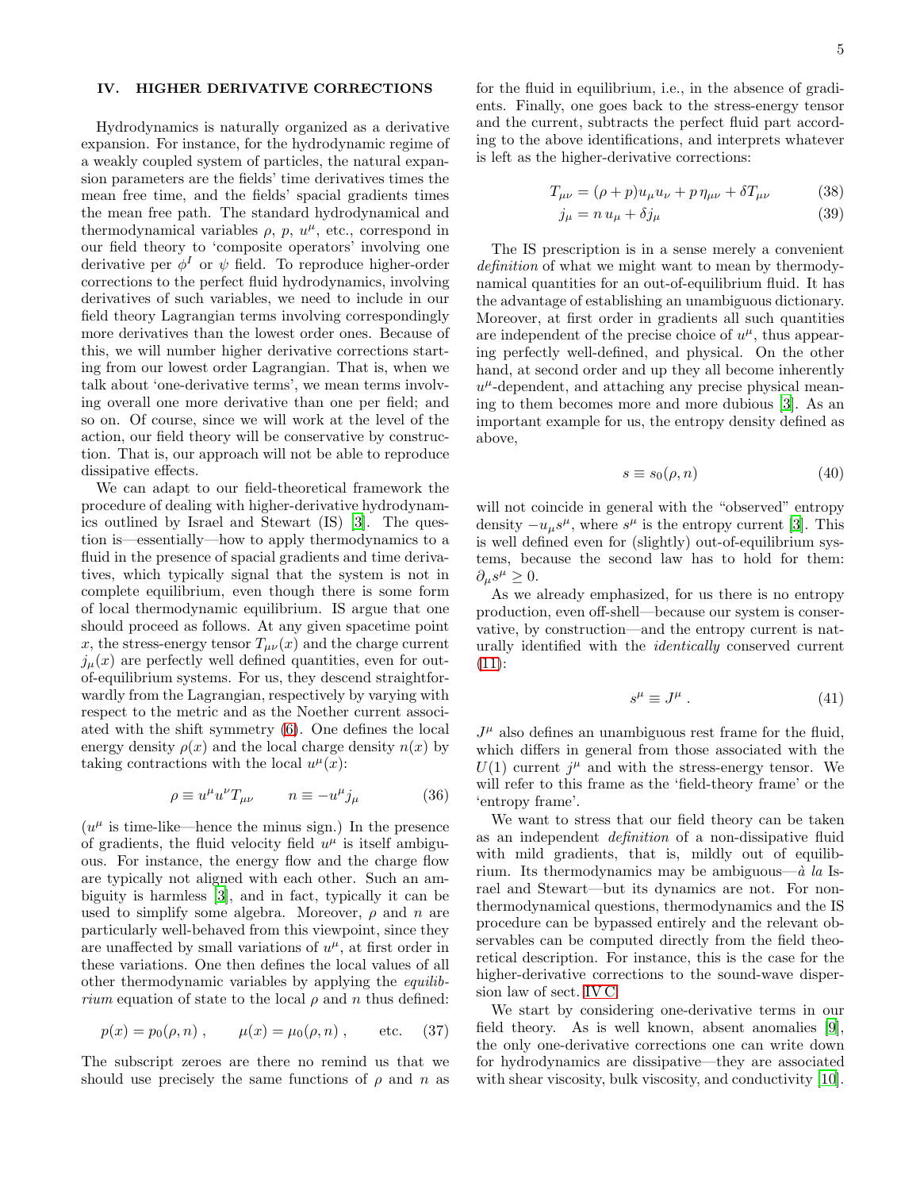## IV. HIGHER DERIVATIVE CORRECTIONS

Hydrodynamics is naturally organized as a derivative expansion. For instance, for the hydrodynamic regime of a weakly coupled system of particles, the natural expansion parameters are the fields' time derivatives times the mean free time, and the fields' spacial gradients times the mean free path. The standard hydrodynamical and thermodynamical variables $\rho$, $p$, $u^\mu$, etc., correspond in our field theory to 'composite operators' involving one derivative per $\phi^I$ or $\psi$ field. To reproduce higher-order corrections to the perfect fluid hydrodynamics, involving derivatives of such variables, we need to include in our field theory Lagrangian terms involving correspondingly more derivatives than the lowest order ones. Because of this, we will number higher derivative corrections starting from our lowest order Lagrangian. That is, when we talk about 'one-derivative terms', we mean terms involving overall one more derivative than one per field; and so on. Of course, since we will work at the level of the action, our field theory will be conservative by construction. That is, our approach will not be able to reproduce dissipative effects.

We can adapt to our field-theoretical framework the procedure of dealing with higher-derivative hydrodynamics outlined by Israel and Stewart (IS) [3]. The question is—essentially—how to apply thermodynamics to a fluid in the presence of spacial gradients and time derivatives, which typically signal that the system is not in complete equilibrium, even though there is some form of local thermodynamic equilibrium. IS argue that one should proceed as follows. At any given spacetime point $x$, the stress-energy tensor $T_{\mu\nu}(x)$ and the charge current $j_\mu(x)$ are perfectly well defined quantities, even for out-of-equilibrium systems. For us, they descend straightforwardly from the Lagrangian, respectively by varying with respect to the metric and as the Noether current associated with the shift symmetry (6). One defines the local energy density $\rho(x)$ and the local charge density $n(x)$ by taking contractions with the local $u^\mu(x)$:

$$\rho \equiv u^\mu u^\nu T_{\mu\nu} \qquad n \equiv -u^\mu j_\mu \tag{36}$$

($u^\mu$ is time-like—hence the minus sign.) In the presence of gradients, the fluid velocity field $u^\mu$ is itself ambiguous. For instance, the energy flow and the charge flow are typically not aligned with each other. Such an ambiguity is harmless [3], and in fact, typically it can be used to simplify some algebra. Moreover, $\rho$ and $n$ are particularly well-behaved from this viewpoint, since they are unaffected by small variations of $u^\mu$, at first order in these variations. One then defines the local values of all other thermodynamic variables by applying the *equilibrium* equation of state to the local $\rho$ and $n$ thus defined:

$$p(x) = p_0(\rho, n) \, , \qquad \mu(x) = \mu_0(\rho, n) \, , \qquad \text{etc.} \tag{37}$$

The subscript zeroes are there no remind us that we should use precisely the same functions of $\rho$ and $n$ as for the fluid in equilibrium, i.e., in the absence of gradients. Finally, one goes back to the stress-energy tensor and the current, subtracts the perfect fluid part according to the above identifications, and interprets whatever is left as the higher-derivative corrections:

$$T_{\mu\nu} = (\rho + p) u_\mu u_\nu + p \, \eta_{\mu\nu} + \delta T_{\mu\nu} \tag{38}$$

$$j_\mu = n \, u_\mu + \delta j_\mu \tag{39}$$

The IS prescription is in a sense merely a convenient *definition* of what we might want to mean by thermodynamical quantities for an out-of-equilibrium fluid. It has the advantage of establishing an unambiguous dictionary. Moreover, at first order in gradients all such quantities are independent of the precise choice of $u^\mu$, thus appearing perfectly well-defined, and physical. On the other hand, at second order and up they all become inherently $u^\mu$-dependent, and attaching any precise physical meaning to them becomes more and more dubious [3]. As an important example for us, the entropy density defined as above,

$$s \equiv s_0(\rho, n) \tag{40}$$

will not coincide in general with the "observed" entropy density $-u_\mu s^\mu$, where $s^\mu$ is the entropy current [3]. This is well defined even for (slightly) out-of-equilibrium systems, because the second law has to hold for them: $\partial_\mu s^\mu \geq 0$.

As we already emphasized, for us there is no entropy production, even off-shell—because our system is conservative, by construction—and the entropy current is naturally identified with the *identically* conserved current (11):

$$s^\mu \equiv J^\mu \, . \tag{41}$$

$J^\mu$ also defines an unambiguous rest frame for the fluid, which differs in general from those associated with the $U(1)$ current $j^\mu$ and with the stress-energy tensor. We will refer to this frame as the 'field-theory frame' or the 'entropy frame'.

We want to stress that our field theory can be taken as an independent *definition* of a non-dissipative fluid with mild gradients, that is, mildly out of equilibrium. Its thermodynamics may be ambiguous—*à la* Israel and Stewart—but its dynamics are not. For non-thermodynamical questions, thermodynamics and the IS procedure can be bypassed entirely and the relevant observables can be computed directly from the field theoretical description. For instance, this is the case for the higher-derivative corrections to the sound-wave dispersion law of sect. IV C.

We start by considering one-derivative terms in our field theory. As is well known, absent anomalies [9], the only one-derivative corrections one can write down for hydrodynamics are dissipative—they are associated with shear viscosity, bulk viscosity, and conductivity [10].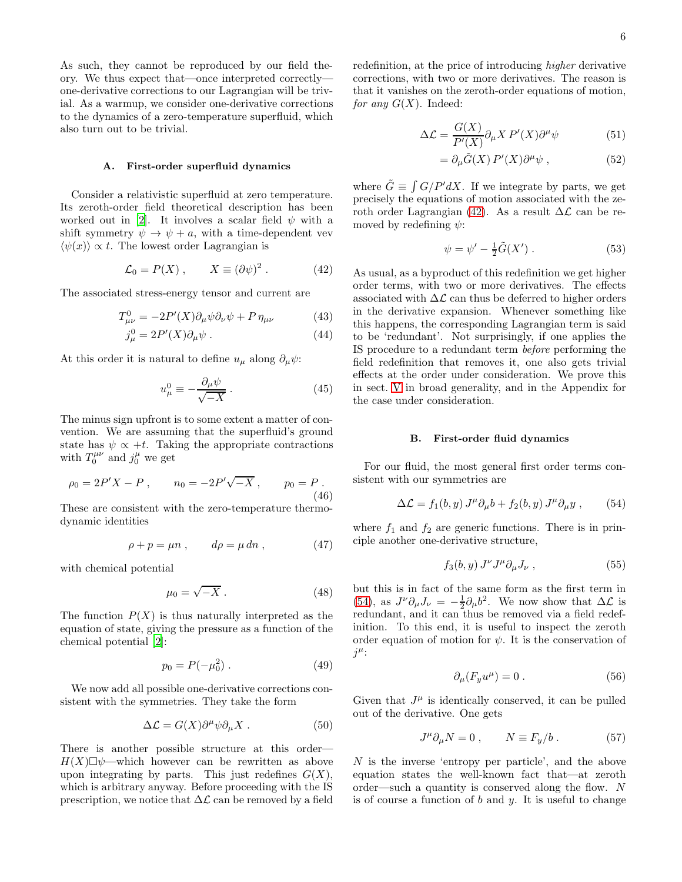As such, they cannot be reproduced by our field theory. We thus expect that—once interpreted correctly—one-derivative corrections to our Lagrangian will be trivial. As a warmup, we consider one-derivative corrections to the dynamics of a zero-temperature superfluid, which also turn out to be trivial.

### A. First-order superfluid dynamics

Consider a relativistic superfluid at zero temperature. Its zeroth-order field theoretical description has been worked out in [2]. It involves a scalar field $\psi$ with a shift symmetry $\psi \to \psi + a$, with a time-dependent vev $\langle \psi(x) \rangle \propto t$. The lowest order Lagrangian is

$$
\mathcal{L}_0 = P(X) \, , \qquad X \equiv (\partial \psi)^2 \, . \tag{42}
$$

The associated stress-energy tensor and current are

$$
T^0_{\mu\nu} = -2P'(X)\partial_\mu \psi \partial_\nu \psi + P \, \eta_{\mu\nu} \tag{43}
$$

$$
j^0_\mu = 2P'(X)\partial_\mu \psi \, . \tag{44}
$$

At this order it is natural to define $u_\mu$ along $\partial_\mu \psi$:

$$
u^0_\mu \equiv -\frac{\partial_\mu \psi}{\sqrt{-X}} \, . \tag{45}
$$

The minus sign upfront is to some extent a matter of convention. We are assuming that the superfluid's ground state has $\psi \propto +t$. Taking the appropriate contractions with $T_0^{\mu\nu}$ and $j_0^\mu$ we get

$$
\rho_0 = 2P'X - P \, , \qquad n_0 = -2P'\sqrt{-X} \, , \qquad p_0 = P \, . \tag{46}
$$

These are consistent with the zero-temperature thermodynamic identities

$$
\rho + p = \mu n \, , \qquad d\rho = \mu \, dn \, , \tag{47}
$$

with chemical potential

$$
\mu_0 = \sqrt{-X} \, . \tag{48}
$$

The function $P(X)$ is thus naturally interpreted as the equation of state, giving the pressure as a function of the chemical potential [2]:

$$
p_0 = P(-\mu_0^2) \, . \tag{49}
$$

We now add all possible one-derivative corrections consistent with the symmetries. They take the form

$$
\Delta \mathcal{L} = G(X) \partial^\mu \psi \partial_\mu X \, . \tag{50}
$$

There is another possible structure at this order—$H(X)\Box\psi$—which however can be rewritten as above upon integrating by parts. This just redefines $G(X)$, which is arbitrary anyway. Before proceeding with the IS prescription, we notice that $\Delta\mathcal{L}$ can be removed by a field redefinition, at the price of introducing *higher* derivative corrections, with two or more derivatives. The reason is that it vanishes on the zeroth-order equations of motion, *for any* $G(X)$. Indeed:

$$
\Delta \mathcal{L} = \frac{G(X)}{P'(X)} \partial_\mu X \, P'(X) \partial^\mu \psi \tag{51}
$$

$$
= \partial_\mu \tilde{G}(X) \, P'(X) \partial^\mu \psi \, , \tag{52}
$$

where $\tilde{G} \equiv \int G/P' dX$. If we integrate by parts, we get precisely the equations of motion associated with the zeroth order Lagrangian (42). As a result $\Delta\mathcal{L}$ can be removed by redefining $\psi$:

$$
\psi = \psi' - \tfrac{1}{2} \tilde{G}(X') \, . \tag{53}
$$

As usual, as a byproduct of this redefinition we get higher order terms, with two or more derivatives. The effects associated with $\Delta\mathcal{L}$ can thus be deferred to higher orders in the derivative expansion. Whenever something like this happens, the corresponding Lagrangian term is said to be 'redundant'. Not surprisingly, if one applies the IS procedure to a redundant term *before* performing the field redefinition that removes it, one also gets trivial effects at the order under consideration. We prove this in sect. V in broad generality, and in the Appendix for the case under consideration.

### B. First-order fluid dynamics

For our fluid, the most general first order terms consistent with our symmetries are

$$
\Delta \mathcal{L} = f_1(b, y) \, J^\mu \partial_\mu b + f_2(b, y) \, J^\mu \partial_\mu y \, , \tag{54}
$$

where $f_1$ and $f_2$ are generic functions. There is in principle another one-derivative structure,

$$
f_3(b, y) \, J^\nu J^\mu \partial_\mu J_\nu \, , \tag{55}
$$

but this is in fact of the same form as the first term in (54), as $J^\nu \partial_\mu J_\nu = -\frac{1}{2}\partial_\mu b^2$. We now show that $\Delta\mathcal{L}$ is redundant, and it can thus be removed via a field redefinition. To this end, it is useful to inspect the zeroth order equation of motion for $\psi$. It is the conservation of $j^\mu$:

$$
\partial_\mu (F_y u^\mu) = 0 \, . \tag{56}
$$

Given that $J^\mu$ is identically conserved, it can be pulled out of the derivative. One gets

$$
J^\mu \partial_\mu N = 0 \, , \qquad N \equiv F_y / b \, . \tag{57}
$$

$N$ is the inverse 'entropy per particle', and the above equation states the well-known fact that—at zeroth order—such a quantity is conserved along the flow. $N$ is of course a function of $b$ and $y$. It is useful to change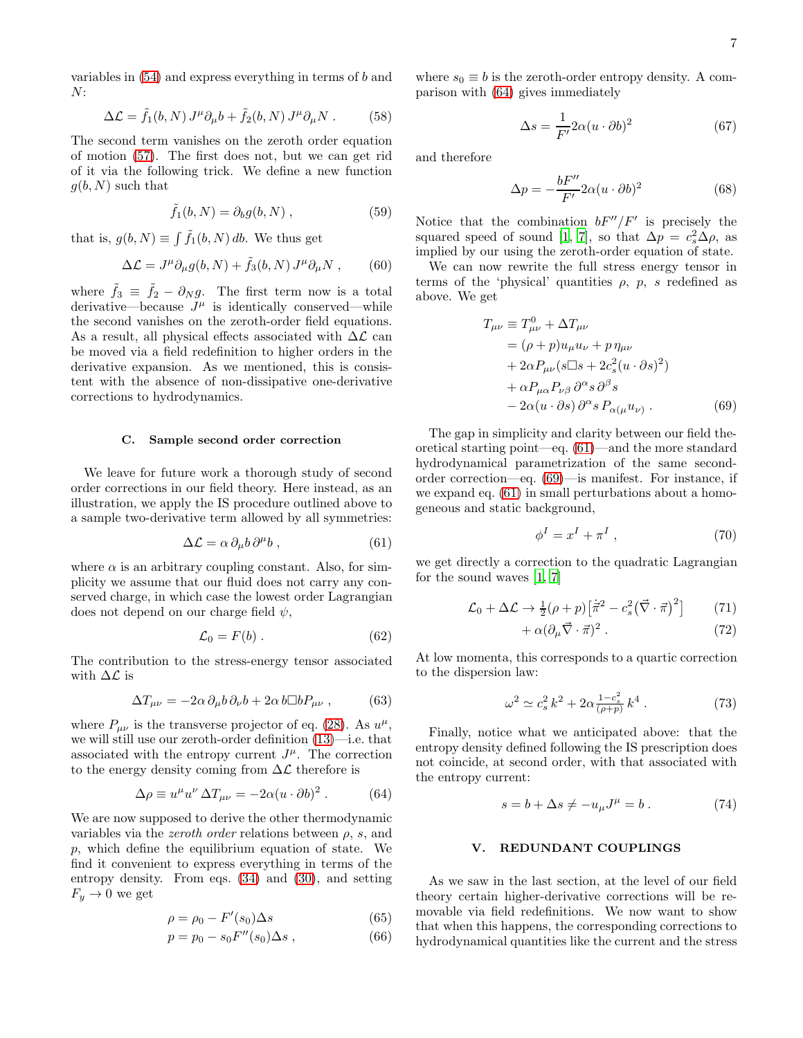variables in (54) and express everything in terms of $b$ and $N$:

$$\Delta\mathcal{L} = \tilde{f}_1(b,N)\, J^\mu \partial_\mu b + \tilde{f}_2(b,N)\, J^\mu \partial_\mu N \; . \tag{58}$$

The second term vanishes on the zeroth order equation of motion (57). The first does not, but we can get rid of it via the following trick. We define a new function $g(b,N)$ such that

$$\tilde{f}_1(b,N) = \partial_b g(b,N) \; , \tag{59}$$

that is, $g(b,N) \equiv \int \tilde{f}_1(b,N)\, db$. We thus get

$$\Delta\mathcal{L} = J^\mu \partial_\mu g(b,N) + \tilde{f}_3(b,N)\, J^\mu \partial_\mu N \; , \tag{60}$$

where $\tilde{f}_3 \equiv \tilde{f}_2 - \partial_N g$. The first term now is a total derivative—because $J^\mu$ is identically conserved—while the second vanishes on the zeroth-order field equations. As a result, all physical effects associated with $\Delta\mathcal{L}$ can be moved via a field redefinition to higher orders in the derivative expansion. As we mentioned, this is consistent with the absence of non-dissipative one-derivative corrections to hydrodynamics.

### C. Sample second order correction

We leave for future work a thorough study of second order corrections in our field theory. Here instead, as an illustration, we apply the IS procedure outlined above to a sample two-derivative term allowed by all symmetries:

$$\Delta\mathcal{L} = \alpha\, \partial_\mu b\, \partial^\mu b \; , \tag{61}$$

where $\alpha$ is an arbitrary coupling constant. Also, for simplicity we assume that our fluid does not carry any conserved charge, in which case the lowest order Lagrangian does not depend on our charge field $\psi$,

$$\mathcal{L}_0 = F(b) \; . \tag{62}$$

The contribution to the stress-energy tensor associated with $\Delta\mathcal{L}$ is

$$\Delta T_{\mu\nu} = -2\alpha\, \partial_\mu b\, \partial_\nu b + 2\alpha\, b \Box b P_{\mu\nu} \; , \tag{63}$$

where $P_{\mu\nu}$ is the transverse projector of eq. (28). As $u^\mu$, we will still use our zeroth-order definition (13)—i.e. that associated with the entropy current $J^\mu$. The correction to the energy density coming from $\Delta\mathcal{L}$ therefore is

$$\Delta\rho \equiv u^\mu u^\nu\, \Delta T_{\mu\nu} = -2\alpha (u\cdot\partial b)^2 \; . \tag{64}$$

We are now supposed to derive the other thermodynamic variables via the *zeroth order* relations between $\rho$, $s$, and $p$, which define the equilibrium equation of state. We find it convenient to express everything in terms of the entropy density. From eqs. (34) and (30), and setting $F_y \to 0$ we get

$$\rho = \rho_0 - F'(s_0)\Delta s \tag{65}$$

$$p = p_0 - s_0 F''(s_0)\Delta s \; , \tag{66}$$

where $s_0 \equiv b$ is the zeroth-order entropy density. A comparison with (64) gives immediately

$$\Delta s = \frac{1}{F'} 2\alpha (u\cdot\partial b)^2 \tag{67}$$

and therefore

$$\Delta p = -\frac{bF''}{F'} 2\alpha (u\cdot\partial b)^2 \tag{68}$$

Notice that the combination $bF''/F'$ is precisely the squared speed of sound [1, 7], so that $\Delta p = c_s^2 \Delta\rho$, as implied by our using the zeroth-order equation of state.

We can now rewrite the full stress energy tensor in terms of the 'physical' quantities $\rho$, $p$, $s$ redefined as above. We get

$$\begin{aligned} T_{\mu\nu} &\equiv T^0_{\mu\nu} + \Delta T_{\mu\nu} \\ &= (\rho+p) u_\mu u_\nu + p\, \eta_{\mu\nu} \\ &\quad + 2\alpha P_{\mu\nu} (s\Box s + 2c_s^2 (u\cdot\partial s)^2) \\ &\quad + \alpha P_{\mu\alpha} P_{\nu\beta}\, \partial^\alpha s\, \partial^\beta s \\ &\quad - 2\alpha (u\cdot\partial s)\, \partial^\alpha s\, P_{\alpha(\mu} u_{\nu)} \; . \end{aligned} \tag{69}$$

The gap in simplicity and clarity between our field theoretical starting point—eq. (61)—and the more standard hydrodynamical parametrization of the same second-order correction—eq. (69)—is manifest. For instance, if we expand eq. (61) in small perturbations about a homogeneous and static background,

$$\phi^I = x^I + \pi^I \; , \tag{70}$$

we get directly a correction to the quadratic Lagrangian for the sound waves [1, 7]

$$\mathcal{L}_0 + \Delta\mathcal{L} \to \tfrac{1}{2}(\rho+p)\big[\dot{\vec{\pi}}^2 - c_s^2 \big(\vec{\nabla}\cdot\vec{\pi}\big)^2\big] \tag{71}$$

$$+\, \alpha (\partial_\mu \vec{\nabla}\cdot\vec{\pi})^2 \; . \tag{72}$$

At low momenta, this corresponds to a quartic correction to the dispersion law:

$$\omega^2 \simeq c_s^2\, k^2 + 2\alpha \tfrac{1-c_s^2}{(\rho+p)}\, k^4 \; . \tag{73}$$

Finally, notice what we anticipated above: that the entropy density defined following the IS prescription does not coincide, at second order, with that associated with the entropy current:

$$s = b + \Delta s \neq -u_\mu J^\mu = b \; . \tag{74}$$

## V. REDUNDANT COUPLINGS

As we saw in the last section, at the level of our field theory certain higher-derivative corrections will be removable via field redefinitions. We now want to show that when this happens, the corresponding corrections to hydrodynamical quantities like the current and the stress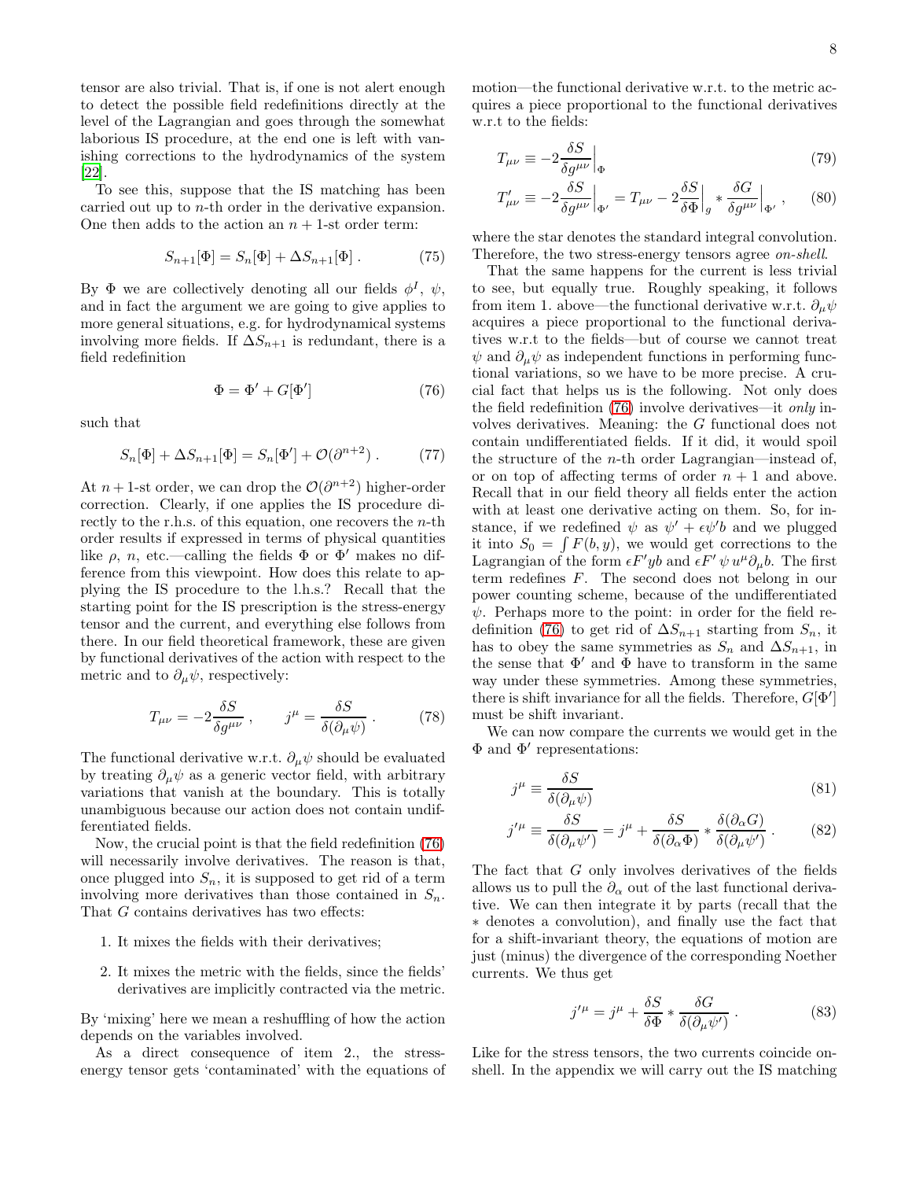tensor are also trivial. That is, if one is not alert enough to detect the possible field redefinitions directly at the level of the Lagrangian and goes through the somewhat laborious IS procedure, at the end one is left with vanishing corrections to the hydrodynamics of the system [22].

To see this, suppose that the IS matching has been carried out up to $n$-th order in the derivative expansion. One then adds to the action an $n+1$-st order term:

$$S_{n+1}[\Phi] = S_n[\Phi] + \Delta S_{n+1}[\Phi] \, . \tag{75}$$

By $\Phi$ we are collectively denoting all our fields $\phi^I$, $\psi$, and in fact the argument we are going to give applies to more general situations, e.g. for hydrodynamical systems involving more fields. If $\Delta S_{n+1}$ is redundant, there is a field redefinition

$$\Phi = \Phi' + G[\Phi'] \tag{76}$$

such that

$$S_n[\Phi] + \Delta S_{n+1}[\Phi] = S_n[\Phi'] + \mathcal{O}(\partial^{n+2}) \, . \tag{77}$$

At $n+1$-st order, we can drop the $\mathcal{O}(\partial^{n+2})$ higher-order correction. Clearly, if one applies the IS procedure directly to the r.h.s. of this equation, one recovers the $n$-th order results if expressed in terms of physical quantities like $\rho$, $n$, etc.—calling the fields $\Phi$ or $\Phi'$ makes no difference from this viewpoint. How does this relate to applying the IS procedure to the l.h.s.? Recall that the starting point for the IS prescription is the stress-energy tensor and the current, and everything else follows from there. In our field theoretical framework, these are given by functional derivatives of the action with respect to the metric and to $\partial_\mu \psi$, respectively:

$$T_{\mu\nu} = -2 \frac{\delta S}{\delta g^{\mu\nu}} \, , \qquad j^\mu = \frac{\delta S}{\delta(\partial_\mu \psi)} \, . \tag{78}$$

The functional derivative w.r.t. $\partial_\mu \psi$ should be evaluated by treating $\partial_\mu \psi$ as a generic vector field, with arbitrary variations that vanish at the boundary. This is totally unambiguous because our action does not contain undifferentiated fields.

Now, the crucial point is that the field redefinition (76) will necessarily involve derivatives. The reason is that, once plugged into $S_n$, it is supposed to get rid of a term involving more derivatives than those contained in $S_n$. That $G$ contains derivatives has two effects:

1. It mixes the fields with their derivatives;
2. It mixes the metric with the fields, since the fields' derivatives are implicitly contracted via the metric.

By 'mixing' here we mean a reshuffling of how the action depends on the variables involved.

As a direct consequence of item 2., the stress-energy tensor gets 'contaminated' with the equations of motion—the functional derivative w.r.t. to the metric acquires a piece proportional to the functional derivatives w.r.t to the fields:

$$T_{\mu\nu} \equiv -2 \frac{\delta S}{\delta g^{\mu\nu}}\Big|_{\Phi} \tag{79}$$

$$T'_{\mu\nu} \equiv -2 \frac{\delta S}{\delta g^{\mu\nu}}\Big|_{\Phi'} = T_{\mu\nu} - 2 \frac{\delta S}{\delta \Phi}\Big|_g * \frac{\delta G}{\delta g^{\mu\nu}}\Big|_{\Phi'} \, , \tag{80}$$

where the star denotes the standard integral convolution. Therefore, the two stress-energy tensors agree *on-shell*.

That the same happens for the current is less trivial to see, but equally true. Roughly speaking, it follows from item 1. above—the functional derivative w.r.t. $\partial_\mu \psi$ acquires a piece proportional to the functional derivatives w.r.t to the fields—but of course we cannot treat $\psi$ and $\partial_\mu \psi$ as independent functions in performing functional variations, so we have to be more precise. A crucial fact that helps us is the following. Not only does the field redefinition (76) involve derivatives—it *only* involves derivatives. Meaning: the $G$ functional does not contain undifferentiated fields. If it did, it would spoil the structure of the $n$-th order Lagrangian—instead of, or on top of affecting terms of order $n+1$ and above. Recall that in our field theory all fields enter the action with at least one derivative acting on them. So, for instance, if we redefined $\psi$ as $\psi' + \epsilon \psi' b$ and we plugged it into $S_0 = \int F(b, y)$, we would get corrections to the Lagrangian of the form $\epsilon F' y b$ and $\epsilon F' \, \psi \, u^\mu \partial_\mu b$. The first term redefines $F$. The second does not belong in our power counting scheme, because of the undifferentiated $\psi$. Perhaps more to the point: in order for the field redefinition (76) to get rid of $\Delta S_{n+1}$ starting from $S_n$, it has to obey the same symmetries as $S_n$ and $\Delta S_{n+1}$, in the sense that $\Phi'$ and $\Phi$ have to transform in the same way under these symmetries. Among these symmetries, there is shift invariance for all the fields. Therefore, $G[\Phi']$ must be shift invariant.

We can now compare the currents we would get in the $\Phi$ and $\Phi'$ representations:

$$j^\mu \equiv \frac{\delta S}{\delta(\partial_\mu \psi)} \tag{81}$$

$$j'^\mu \equiv \frac{\delta S}{\delta(\partial_\mu \psi')} = j^\mu + \frac{\delta S}{\delta(\partial_\alpha \Phi)} * \frac{\delta(\partial_\alpha G)}{\delta(\partial_\mu \psi')} \, . \tag{82}$$

The fact that $G$ only involves derivatives of the fields allows us to pull the $\partial_\alpha$ out of the last functional derivative. We can then integrate it by parts (recall that the $*$ denotes a convolution), and finally use the fact that for a shift-invariant theory, the equations of motion are just (minus) the divergence of the corresponding Noether currents. We thus get

$$j'^\mu = j^\mu + \frac{\delta S}{\delta \Phi} * \frac{\delta G}{\delta(\partial_\mu \psi')} \, . \tag{83}$$

Like for the stress tensors, the two currents coincide on-shell. In the appendix we will carry out the IS matching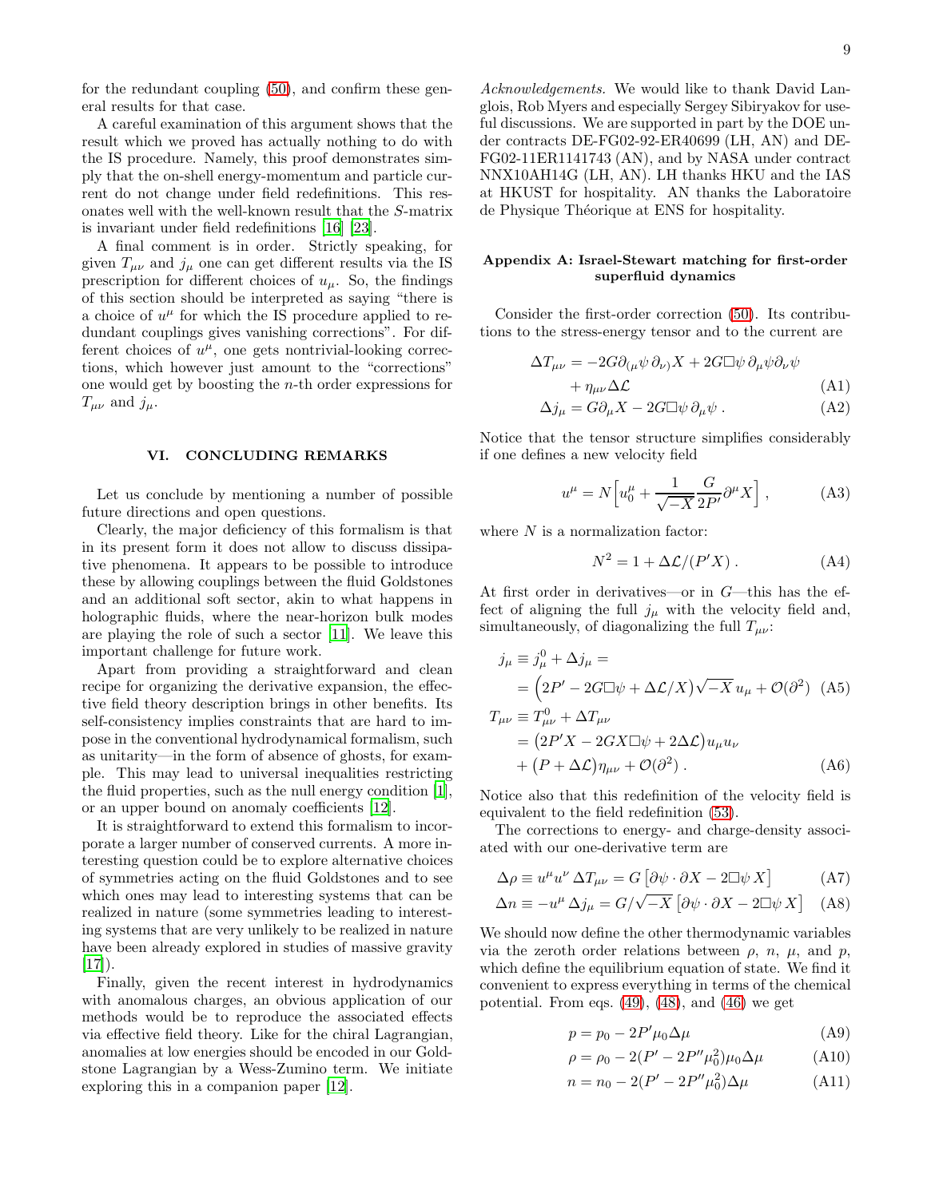for the redundant coupling (50), and confirm these general results for that case.

A careful examination of this argument shows that the result which we proved has actually nothing to do with the IS procedure. Namely, this proof demonstrates simply that the on-shell energy-momentum and particle current do not change under field redefinitions. This resonates well with the well-known result that the $S$-matrix is invariant under field redefinitions [16] [23].

A final comment is in order. Strictly speaking, for given $T_{\mu\nu}$ and $j_\mu$ one can get different results via the IS prescription for different choices of $u_\mu$. So, the findings of this section should be interpreted as saying "there is a choice of $u^\mu$ for which the IS procedure applied to redundant couplings gives vanishing corrections". For different choices of $u^\mu$, one gets nontrivial-looking corrections, which however just amount to the "corrections" one would get by boosting the $n$-th order expressions for $T_{\mu\nu}$ and $j_\mu$.

## VI. CONCLUDING REMARKS

Let us conclude by mentioning a number of possible future directions and open questions.

Clearly, the major deficiency of this formalism is that in its present form it does not allow to discuss dissipative phenomena. It appears to be possible to introduce these by allowing couplings between the fluid Goldstones and an additional soft sector, akin to what happens in holographic fluids, where the near-horizon bulk modes are playing the role of such a sector [11]. We leave this important challenge for future work.

Apart from providing a straightforward and clean recipe for organizing the derivative expansion, the effective field theory description brings in other benefits. Its self-consistency implies constraints that are hard to impose in the conventional hydrodynamical formalism, such as unitarity—in the form of absence of ghosts, for example. This may lead to universal inequalities restricting the fluid properties, such as the null energy condition [1], or an upper bound on anomaly coefficients [12].

It is straightforward to extend this formalism to incorporate a larger number of conserved currents. A more interesting question could be to explore alternative choices of symmetries acting on the fluid Goldstones and to see which ones may lead to interesting systems that can be realized in nature (some symmetries leading to interesting systems that are very unlikely to be realized in nature have been already explored in studies of massive gravity [17]).

Finally, given the recent interest in hydrodynamics with anomalous charges, an obvious application of our methods would be to reproduce the associated effects via effective field theory. Like for the chiral Lagrangian, anomalies at low energies should be encoded in our Goldstone Lagrangian by a Wess-Zumino term. We initiate exploring this in a companion paper [12].

*Acknowledgements.* We would like to thank David Langlois, Rob Myers and especially Sergey Sibiryakov for useful discussions. We are supported in part by the DOE under contracts DE-FG02-92-ER40699 (LH, AN) and DE-FG02-11ER1141743 (AN), and by NASA under contract NNX10AH14G (LH, AN). LH thanks HKU and the IAS at HKUST for hospitality. AN thanks the Laboratoire de Physique Théorique at ENS for hospitality.

### Appendix A: Israel-Stewart matching for first-order superfluid dynamics

Consider the first-order correction (50). Its contributions to the stress-energy tensor and to the current are

$$\Delta T_{\mu\nu} = -2G\partial_{(\mu}\psi\,\partial_{\nu)}X + 2G\Box\psi\,\partial_\mu\psi\partial_\nu\psi + \eta_{\mu\nu}\Delta\mathcal{L} \tag{A1}$$

$$\Delta j_\mu = G\partial_\mu X - 2G\Box\psi\,\partial_\mu\psi\,. \tag{A2}$$

Notice that the tensor structure simplifies considerably if one defines a new velocity field

$$u^\mu = N\Big[u_0^\mu + \frac{1}{\sqrt{-X}}\frac{G}{2P'}\partial^\mu X\Big]\,, \tag{A3}$$

where $N$ is a normalization factor:

$$N^2 = 1 + \Delta\mathcal{L}/(P'X)\,. \tag{A4}$$

At first order in derivatives—or in $G$—this has the effect of aligning the full $j_\mu$ with the velocity field and, simultaneously, of diagonalizing the full $T_{\mu\nu}$:

$$\begin{aligned} j_\mu &\equiv j^0_\mu + \Delta j_\mu = \\ &= \big(2P' - 2G\Box\psi + \Delta\mathcal{L}/X\big)\sqrt{-X}\,u_\mu + \mathcal{O}(\partial^2) \end{aligned} \tag{A5}$$

$$\begin{aligned} T_{\mu\nu} &\equiv T^0_{\mu\nu} + \Delta T_{\mu\nu} \\ &= \big(2P'X - 2GX\Box\psi + 2\Delta\mathcal{L}\big)u_\mu u_\nu \\ &\quad + \big(P + \Delta\mathcal{L}\big)\eta_{\mu\nu} + \mathcal{O}(\partial^2)\,. \end{aligned} \tag{A6}$$

Notice also that this redefinition of the velocity field is equivalent to the field redefinition (53).

The corrections to energy- and charge-density associated with our one-derivative term are

$$\Delta\rho \equiv u^\mu u^\nu\,\Delta T_{\mu\nu} = G\left[\partial\psi\cdot\partial X - 2\Box\psi\,X\right] \tag{A7}$$

$$\Delta n \equiv -u^\mu\,\Delta j_\mu = G/\sqrt{-X}\left[\partial\psi\cdot\partial X - 2\Box\psi\,X\right] \tag{A8}$$

We should now define the other thermodynamic variables via the zeroth order relations between $\rho$, $n$, $\mu$, and $p$, which define the equilibrium equation of state. We find it convenient to express everything in terms of the chemical potential. From eqs. (49), (48), and (46) we get

$$p = p_0 - 2P'\mu_0\Delta\mu \tag{A9}$$

$$\rho = \rho_0 - 2(P' - 2P''\mu_0^2)\mu_0\Delta\mu \tag{A10}$$

$$n = n_0 - 2(P' - 2P''\mu_0^2)\Delta\mu \tag{A11}$$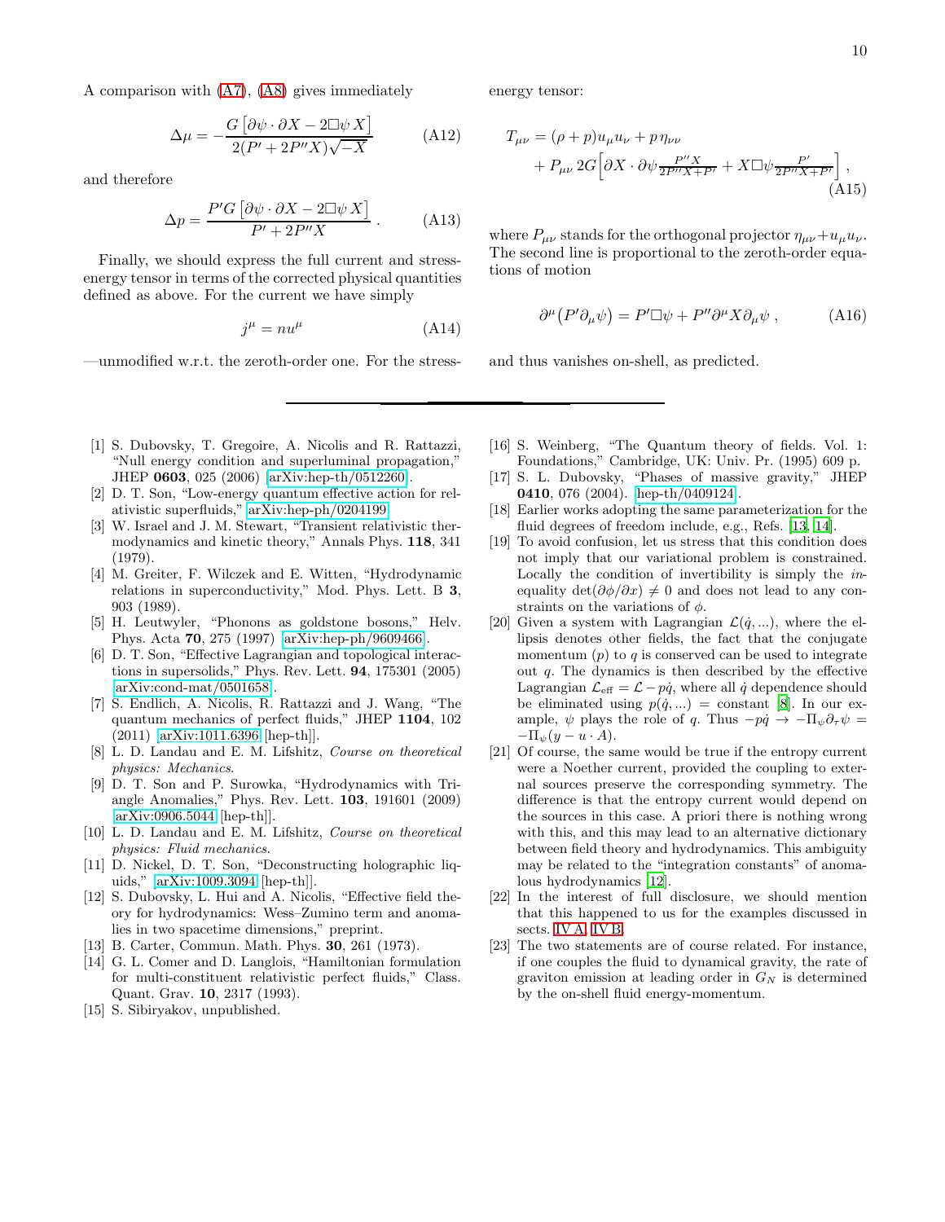A comparison with (A7), (A8) gives immediately

$$\Delta\mu = -\frac{G\left[\partial\psi\cdot\partial X - 2\Box\psi\, X\right]}{2(P'+2P''X)\sqrt{-X}} \tag{A12}$$

and therefore

$$\Delta p = \frac{P'G\left[\partial\psi\cdot\partial X - 2\Box\psi\, X\right]}{P'+2P''X}\,. \tag{A13}$$

Finally, we should express the full current and stress-energy tensor in terms of the corrected physical quantities defined as above. For the current we have simply

$$j^\mu = n u^\mu \tag{A14}$$

—unmodified w.r.t. the zeroth-order one. For the stress-energy tensor:

$$\begin{aligned} T_{\mu\nu} &= (\rho+p)u_\mu u_\nu + p\,\eta_{\nu\nu} \\ &+ P_{\mu\nu}\, 2G\Big[\partial X\cdot\partial\psi \tfrac{P''X}{2P''X+P'} + X\Box\psi\tfrac{P'}{2P''X+P'}\Big]\,, \end{aligned} \tag{A15}$$

where $P_{\mu\nu}$ stands for the orthogonal projector $\eta_{\mu\nu}+u_\mu u_\nu$. The second line is proportional to the zeroth-order equations of motion

$$\partial^\mu\big(P'\partial_\mu\psi\big) = P'\Box\psi + P''\partial^\mu X\partial_\mu\psi\,, \tag{A16}$$

and thus vanishes on-shell, as predicted.

---

[1] S. Dubovsky, T. Gregoire, A. Nicolis and R. Rattazzi, "Null energy condition and superluminal propagation," JHEP **0603**, 025 (2006) [arXiv:hep-th/0512260].

[2] D. T. Son, "Low-energy quantum effective action for relativistic superfluids," arXiv:hep-ph/0204199.

[3] W. Israel and J. M. Stewart, "Transient relativistic thermodynamics and kinetic theory," Annals Phys. **118**, 341 (1979).

[4] M. Greiter, F. Wilczek and E. Witten, "Hydrodynamic relations in superconductivity," Mod. Phys. Lett. B **3**, 903 (1989).

[5] H. Leutwyler, "Phonons as goldstone bosons," Helv. Phys. Acta **70**, 275 (1997) [arXiv:hep-ph/9609466].

[6] D. T. Son, "Effective Lagrangian and topological interactions in supersolids," Phys. Rev. Lett. **94**, 175301 (2005) [arXiv:cond-mat/0501658].

[7] S. Endlich, A. Nicolis, R. Rattazzi and J. Wang, "The quantum mechanics of perfect fluids," JHEP **1104**, 102 (2011) [arXiv:1011.6396 [hep-th]].

[8] L. D. Landau and E. M. Lifshitz, *Course on theoretical physics: Mechanics*.

[9] D. T. Son and P. Surowka, "Hydrodynamics with Triangle Anomalies," Phys. Rev. Lett. **103**, 191601 (2009) [arXiv:0906.5044 [hep-th]].

[10] L. D. Landau and E. M. Lifshitz, *Course on theoretical physics: Fluid mechanics*.

[11] D. Nickel, D. T. Son, "Deconstructing holographic liquids," [arXiv:1009.3094 [hep-th]].

[12] S. Dubovsky, L. Hui and A. Nicolis, "Effective field theory for hydrodynamics: Wess–Zumino term and anomalies in two spacetime dimensions," preprint.

[13] B. Carter, Commun. Math. Phys. **30**, 261 (1973).

[14] G. L. Comer and D. Langlois, "Hamiltonian formulation for multi-constituent relativistic perfect fluids," Class. Quant. Grav. **10**, 2317 (1993).

[15] S. Sibiryakov, unpublished.

[16] S. Weinberg, "The Quantum theory of fields. Vol. 1: Foundations," Cambridge, UK: Univ. Pr. (1995) 609 p.

[17] S. L. Dubovsky, "Phases of massive gravity," JHEP **0410**, 076 (2004). [hep-th/0409124].

[18] Earlier works adopting the same parameterization for the fluid degrees of freedom include, e.g., Refs. [13, 14].

[19] To avoid confusion, let us stress that this condition does not imply that our variational problem is constrained. Locally the condition of invertibility is simply the *in*-equality $\det(\partial\phi/\partial x)\neq 0$ and does not lead to any constraints on the variations of $\phi$.

[20] Given a system with Lagrangian $\mathcal{L}(\dot q,...)$, where the ellipsis denotes other fields, the fact that the conjugate momentum ($p$) to $q$ is conserved can be used to integrate out $q$. The dynamics is then described by the effective Lagrangian $\mathcal{L}_{\rm eff}=\mathcal{L}-p\dot q$, where all $\dot q$ dependence should be eliminated using $p(\dot q,...)=$ constant [8]. In our example, $\psi$ plays the role of $q$. Thus $-p\dot q\to -\Pi_\psi\partial_\tau\psi = -\Pi_\psi(y-u\cdot A)$.

[21] Of course, the same would be true if the entropy current were a Noether current, provided the coupling to external sources preserve the corresponding symmetry. The difference is that the entropy current would depend on the sources in this case. A priori there is nothing wrong with this, and this may lead to an alternative dictionary between field theory and hydrodynamics. This ambiguity may be related to the "integration constants" of anomalous hydrodynamics [12].

[22] In the interest of full disclosure, we should mention that this happened to us for the examples discussed in sects. IV A, IV B.

[23] The two statements are of course related. For instance, if one couples the fluid to dynamical gravity, the rate of graviton emission at leading order in $G_N$ is determined by the on-shell fluid energy-momentum.